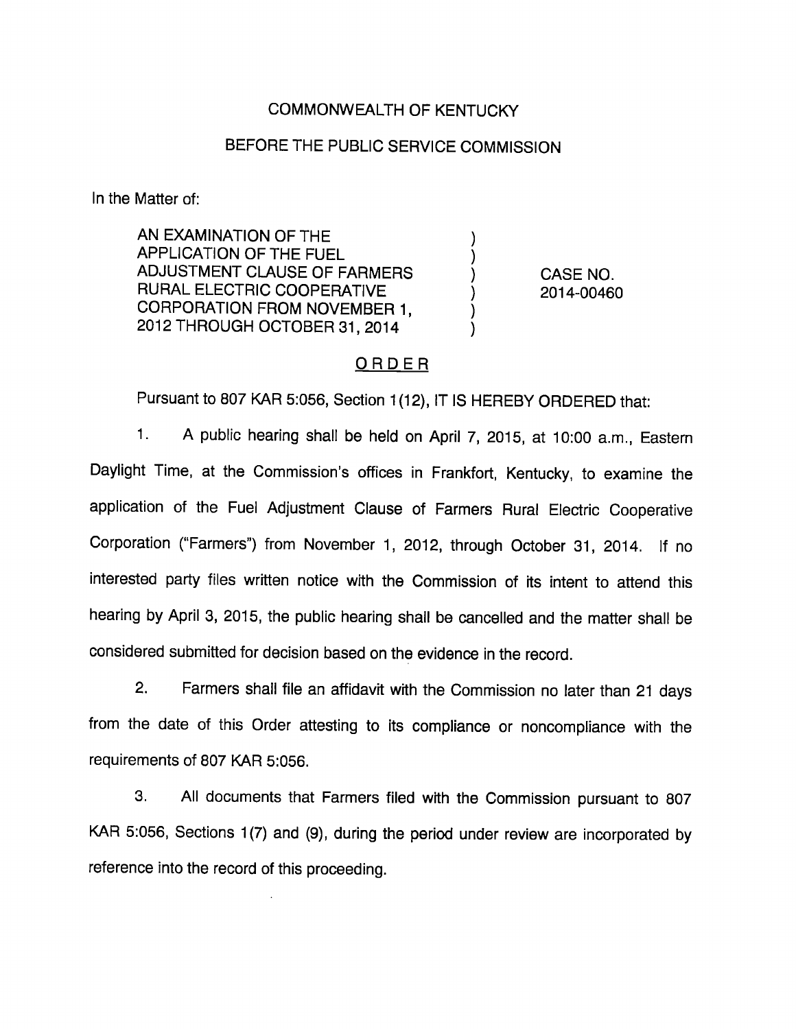COMMONWEALTH OF KENTUCKY

BEFORE THE PUBLIC SERVICE COMMISSION

In the Matter of:

| | | |
|---|---|---|
| AN EXAMINATION OF THE APPLICATION OF THE FUEL ADJUSTMENT CLAUSE OF FARMERS RURAL ELECTRIC COOPERATIVE CORPORATION FROM NOVEMBER 1, 2012 THROUGH OCTOBER 31, 2014 | ) | CASE NO. 2014-00460 |

## ORDER

Pursuant to 807 KAR 5:056, Section 1(12), IT IS HEREBY ORDERED that:

1. A public hearing shall be held on April 7, 2015, at 10:00 a.m., Eastern Daylight Time, at the Commission's offices in Frankfort, Kentucky, to examine the application of the Fuel Adjustment Clause of Farmers Rural Electric Cooperative Corporation ("Farmers") from November 1, 2012, through October 31, 2014. If no interested party files written notice with the Commission of its intent to attend this hearing by April 3, 2015, the public hearing shall be cancelled and the matter shall be considered submitted for decision based on the evidence in the record.

2. Farmers shall file an affidavit with the Commission no later than 21 days from the date of this Order attesting to its compliance or noncompliance with the requirements of 807 KAR 5:056.

3. All documents that Farmers filed with the Commission pursuant to 807 KAR 5:056, Sections 1(7) and (9), during the period under review are incorporated by reference into the record of this proceeding.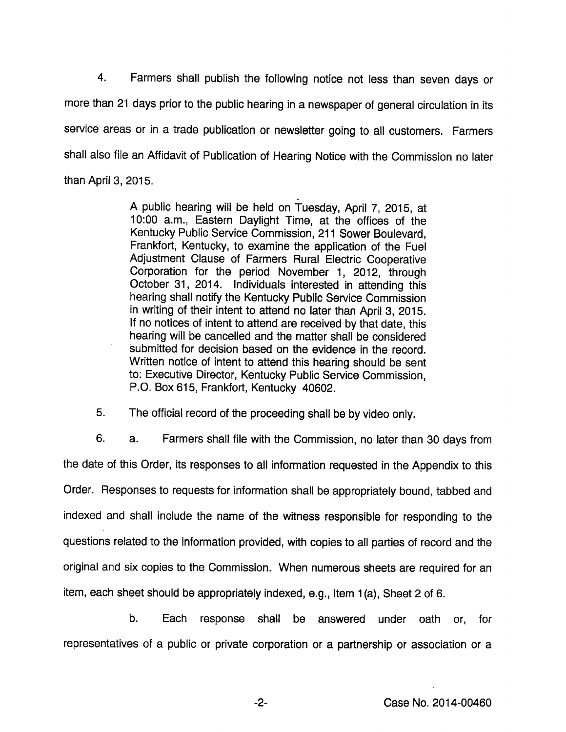4. Farmers shall publish the following notice not less than seven days or more than 21 days prior to the public hearing in a newspaper of general circulation in its service areas or in a trade publication or newsletter going to all customers. Farmers shall also file an Affidavit of Publication of Hearing Notice with the Commission no later than April 3, 2015.

> A public hearing will be held on Tuesday, April 7, 2015, at 10:00 a.m., Eastern Daylight Time, at the offices of the Kentucky Public Service Commission, 211 Sower Boulevard, Frankfort, Kentucky, to examine the application of the Fuel Adjustment Clause of Farmers Rural Electric Cooperative Corporation for the period November 1, 2012, through October 31, 2014. Individuals interested in attending this hearing shall notify the Kentucky Public Service Commission in writing of their intent to attend no later than April 3, 2015. If no notices of intent to attend are received by that date, this hearing will be cancelled and the matter shall be considered submitted for decision based on the evidence in the record. Written notice of intent to attend this hearing should be sent to: Executive Director, Kentucky Public Service Commission, P.O. Box 615, Frankfort, Kentucky 40602.

5. The official record of the proceeding shall be by video only.

6. a. Farmers shall file with the Commission, no later than 30 days from the date of this Order, its responses to all information requested in the Appendix to this Order. Responses to requests for information shall be appropriately bound, tabbed and indexed and shall include the name of the witness responsible for responding to the questions related to the information provided, with copies to all parties of record and the original and six copies to the Commission. When numerous sheets are required for an item, each sheet should be appropriately indexed, e.g., Item 1(a), Sheet 2 of 6.

b. Each response shall be answered under oath or, for representatives of a public or private corporation or a partnership or association or a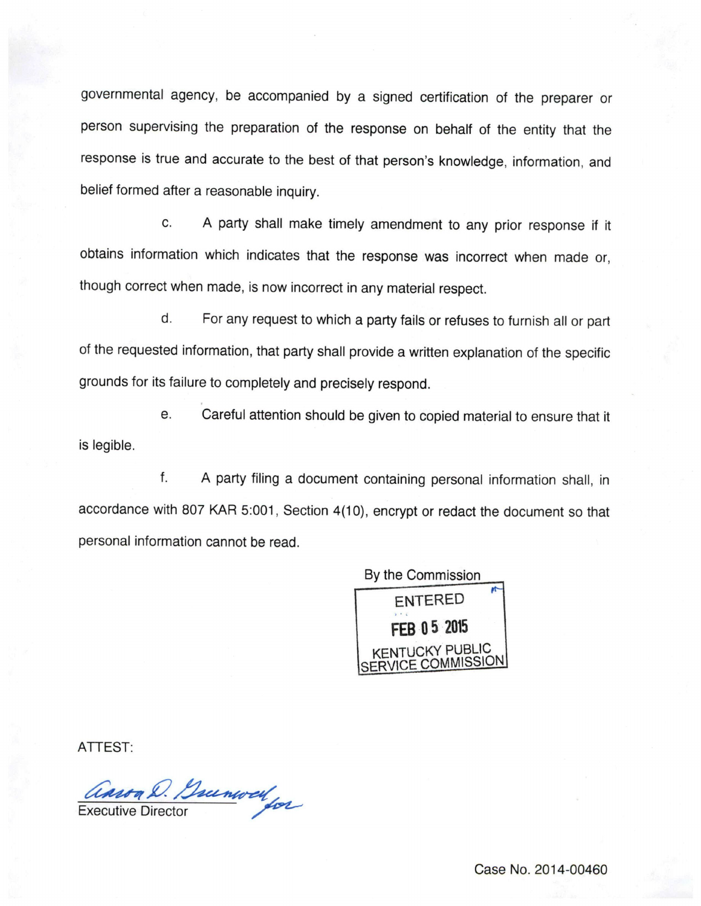governmental agency, be accompanied by a signed certification of the preparer or person supervising the preparation of the response on behalf of the entity that the response is true and accurate to the best of that person's knowledge, information, and belief formed after a reasonable inquiry.

c. A party shall make timely amendment to any prior response if it obtains information which indicates that the response was incorrect when made or, though correct when made, is now incorrect in any material respect.

d. For any request to which a party fails or refuses to furnish all or part of the requested information, that party shall provide a written explanation of the specific grounds for its failure to completely and precisely respond.

e. Careful attention should be given to copied material to ensure that it is legible.

f. A party filing a document containing personal information shall, in accordance with 807 KAR 5:001, Section 4(10), encrypt or redact the document so that personal information cannot be read.

By the Commission

ENTERED
FEB 05 2015
KENTUCKY PUBLIC SERVICE COMMISSION

ATTEST:

Aaron D. Greenwell for
Executive Director

Case No. 2014-00460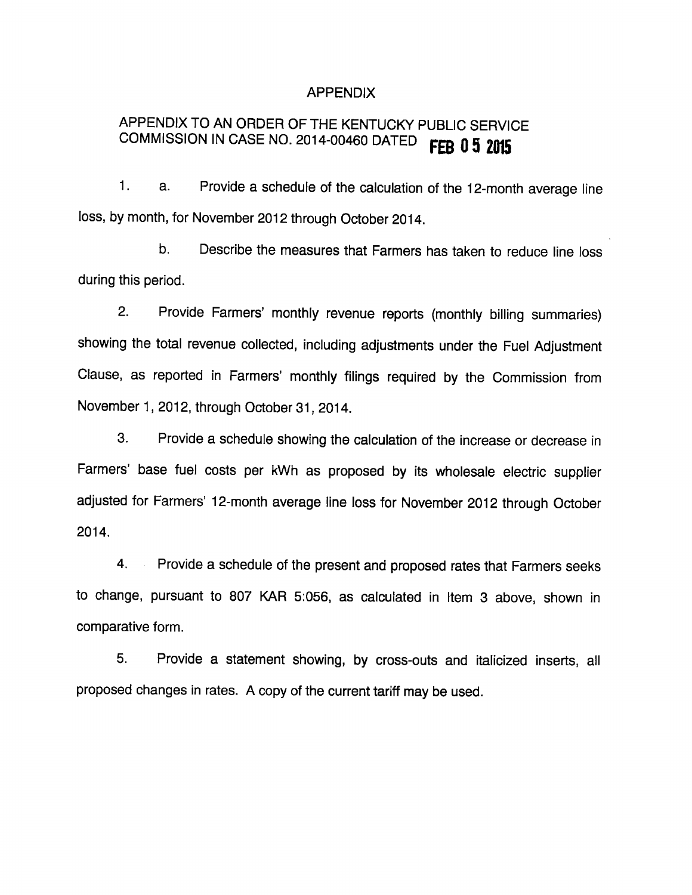# APPENDIX

## APPENDIX TO AN ORDER OF THE KENTUCKY PUBLIC SERVICE COMMISSION IN CASE NO. 2014-00460 DATED FEB 05 2015

1. a. Provide a schedule of the calculation of the 12-month average line loss, by month, for November 2012 through October 2014.

   b. Describe the measures that Farmers has taken to reduce line loss during this period.

2. Provide Farmers' monthly revenue reports (monthly billing summaries) showing the total revenue collected, including adjustments under the Fuel Adjustment Clause, as reported in Farmers' monthly filings required by the Commission from November 1, 2012, through October 31, 2014.

3. Provide a schedule showing the calculation of the increase or decrease in Farmers' base fuel costs per kWh as proposed by its wholesale electric supplier adjusted for Farmers' 12-month average line loss for November 2012 through October 2014.

4. Provide a schedule of the present and proposed rates that Farmers seeks to change, pursuant to 807 KAR 5:056, as calculated in Item 3 above, shown in comparative form.

5. Provide a statement showing, by cross-outs and italicized inserts, all proposed changes in rates. A copy of the current tariff may be used.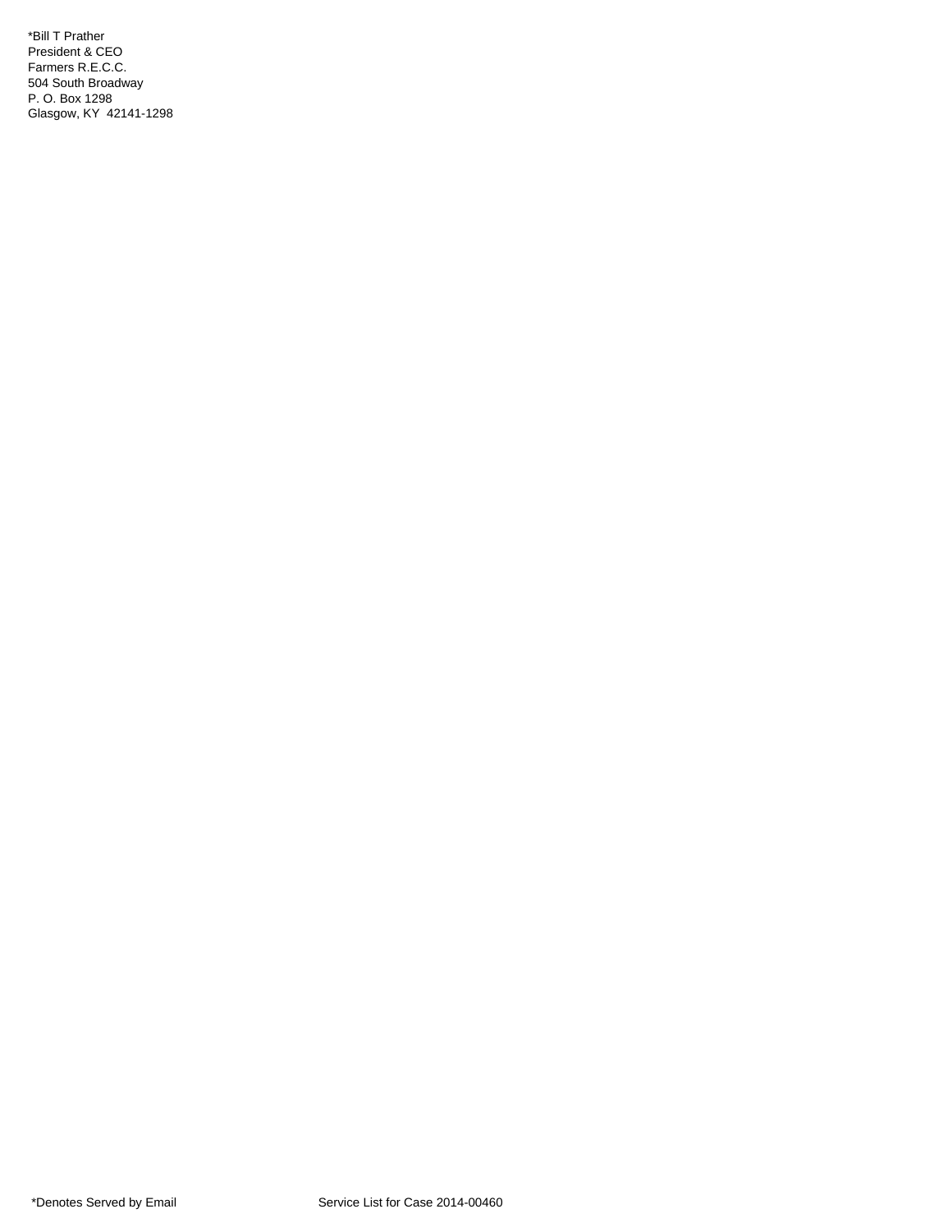*Bill T Prather
President & CEO
Farmers R.E.C.C.
504 South Broadway
P. O. Box 1298
Glasgow, KY  42141-1298

*Denotes Served by Email

Service List for Case 2014-00460